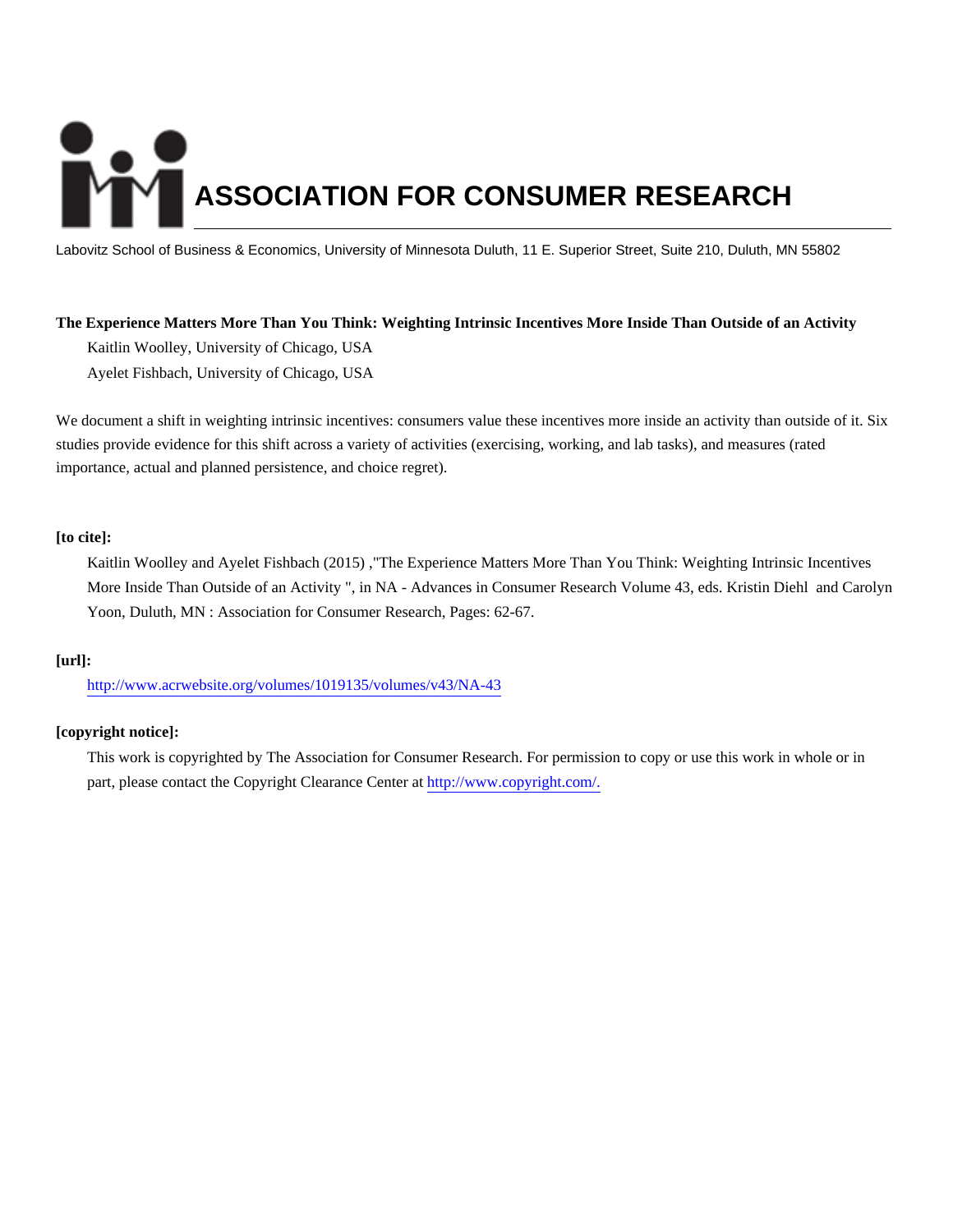# ASSOCIATION FOR CONSUMER RESEARCH

Labovitz School of Business & Economics, University of Minnesota Duluth, 11 E. Superior Street, Suite 210, Duluth, MN 55802

**The Experience Matters More Than You Think: Weighting Intrinsic Incentives More Inside Than Outside of an Activity**

Kaitlin Woolley, University of Chicago, USA

Ayelet Fishbach, University of Chicago, USA

We document a shift in weighting intrinsic incentives: consumers value these incentives more inside an activity than outside of it. Six studies provide evidence for this shift across a variety of activities (exercising, working, and lab tasks), and measures (rated importance, actual and planned persistence, and choice regret).

**[to cite]:**

Kaitlin Woolley and Ayelet Fishbach (2015) ,"The Experience Matters More Than You Think: Weighting Intrinsic Incentives More Inside Than Outside of an Activity ", in NA - Advances in Consumer Research Volume 43, eds. Kristin Diehl and Carolyn Yoon, Duluth, MN : Association for Consumer Research, Pages: 62-67.

**[url]:**

http://www.acrwebsite.org/volumes/1019135/volumes/v43/NA-43

**[copyright notice]:**

This work is copyrighted by The Association for Consumer Research. For permission to copy or use this work in whole or in part, please contact the Copyright Clearance Center at http://www.copyright.com/.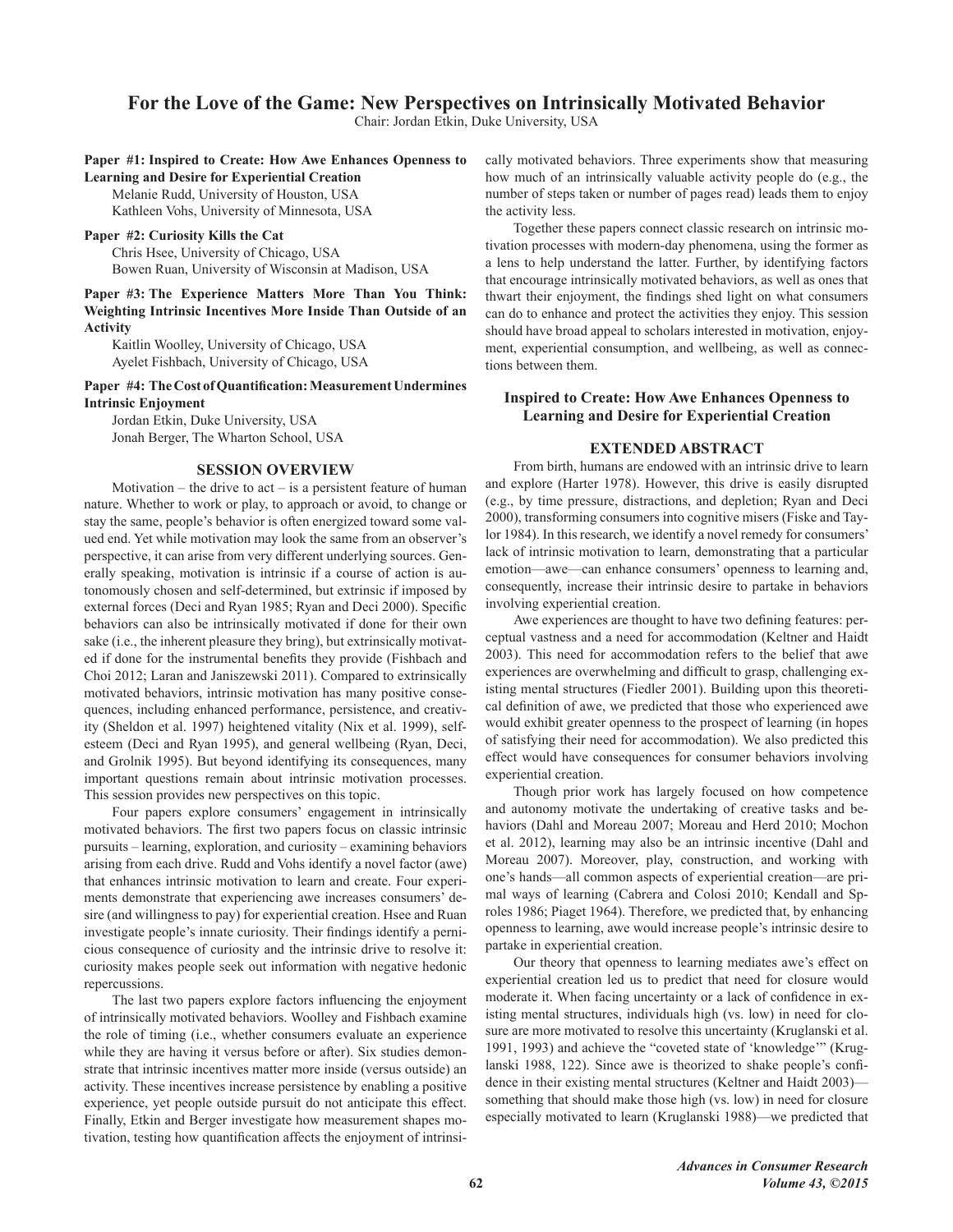# For the Love of the Game: New Perspectives on Intrinsically Motivated Behavior

Chair: Jordan Etkin, Duke University, USA

**Paper #1: Inspired to Create: How Awe Enhances Openness to Learning and Desire for Experiential Creation**

Melanie Rudd, University of Houston, USA
Kathleen Vohs, University of Minnesota, USA

**Paper #2: Curiosity Kills the Cat**

Chris Hsee, University of Chicago, USA
Bowen Ruan, University of Wisconsin at Madison, USA

**Paper #3: The Experience Matters More Than You Think: Weighting Intrinsic Incentives More Inside Than Outside of an Activity**

Kaitlin Woolley, University of Chicago, USA
Ayelet Fishbach, University of Chicago, USA

**Paper #4: The Cost of Quantification: Measurement Undermines Intrinsic Enjoyment**

Jordan Etkin, Duke University, USA
Jonah Berger, The Wharton School, USA

## SESSION OVERVIEW

Motivation – the drive to act – is a persistent feature of human nature. Whether to work or play, to approach or avoid, to change or stay the same, people's behavior is often energized toward some valued end. Yet while motivation may look the same from an observer's perspective, it can arise from very different underlying sources. Generally speaking, motivation is intrinsic if a course of action is autonomously chosen and self-determined, but extrinsic if imposed by external forces (Deci and Ryan 1985; Ryan and Deci 2000). Specific behaviors can also be intrinsically motivated if done for their own sake (i.e., the inherent pleasure they bring), but extrinsically motivated if done for the instrumental benefits they provide (Fishbach and Choi 2012; Laran and Janiszewski 2011). Compared to extrinsically motivated behaviors, intrinsic motivation has many positive consequences, including enhanced performance, persistence, and creativity (Sheldon et al. 1997) heightened vitality (Nix et al. 1999), self-esteem (Deci and Ryan 1995), and general wellbeing (Ryan, Deci, and Grolnik 1995). But beyond identifying its consequences, many important questions remain about intrinsic motivation processes. This session provides new perspectives on this topic.

Four papers explore consumers' engagement in intrinsically motivated behaviors. The first two papers focus on classic intrinsic pursuits – learning, exploration, and curiosity – examining behaviors arising from each drive. Rudd and Vohs identify a novel factor (awe) that enhances intrinsic motivation to learn and create. Four experiments demonstrate that experiencing awe increases consumers' desire (and willingness to pay) for experiential creation. Hsee and Ruan investigate people's innate curiosity. Their findings identify a pernicious consequence of curiosity and the intrinsic drive to resolve it: curiosity makes people seek out information with negative hedonic repercussions.

The last two papers explore factors influencing the enjoyment of intrinsically motivated behaviors. Woolley and Fishbach examine the role of timing (i.e., whether consumers evaluate an experience while they are having it versus before or after). Six studies demonstrate that intrinsic incentives matter more inside (versus outside) an activity. These incentives increase persistence by enabling a positive experience, yet people outside pursuit do not anticipate this effect. Finally, Etkin and Berger investigate how measurement shapes motivation, testing how quantification affects the enjoyment of intrinsically motivated behaviors. Three experiments show that measuring how much of an intrinsically valuable activity people do (e.g., the number of steps taken or number of pages read) leads them to enjoy the activity less.

Together these papers connect classic research on intrinsic motivation processes with modern-day phenomena, using the former as a lens to help understand the latter. Further, by identifying factors that encourage intrinsically motivated behaviors, as well as ones that thwart their enjoyment, the findings shed light on what consumers can do to enhance and protect the activities they enjoy. This session should have broad appeal to scholars interested in motivation, enjoyment, experiential consumption, and wellbeing, as well as connections between them.

## Inspired to Create: How Awe Enhances Openness to Learning and Desire for Experiential Creation

### EXTENDED ABSTRACT

From birth, humans are endowed with an intrinsic drive to learn and explore (Harter 1978). However, this drive is easily disrupted (e.g., by time pressure, distractions, and depletion; Ryan and Deci 2000), transforming consumers into cognitive misers (Fiske and Taylor 1984). In this research, we identify a novel remedy for consumers' lack of intrinsic motivation to learn, demonstrating that a particular emotion—awe—can enhance consumers' openness to learning and, consequently, increase their intrinsic desire to partake in behaviors involving experiential creation.

Awe experiences are thought to have two defining features: perceptual vastness and a need for accommodation (Keltner and Haidt 2003). This need for accommodation refers to the belief that awe experiences are overwhelming and difficult to grasp, challenging existing mental structures (Fiedler 2001). Building upon this theoretical definition of awe, we predicted that those who experienced awe would exhibit greater openness to the prospect of learning (in hopes of satisfying their need for accommodation). We also predicted this effect would have consequences for consumer behaviors involving experiential creation.

Though prior work has largely focused on how competence and autonomy motivate the undertaking of creative tasks and behaviors (Dahl and Moreau 2007; Moreau and Herd 2010; Mochon et al. 2012), learning may also be an intrinsic incentive (Dahl and Moreau 2007). Moreover, play, construction, and working with one's hands—all common aspects of experiential creation—are primal ways of learning (Cabrera and Colosi 2010; Kendall and Sproles 1986; Piaget 1964). Therefore, we predicted that, by enhancing openness to learning, awe would increase people's intrinsic desire to partake in experiential creation.

Our theory that openness to learning mediates awe's effect on experiential creation led us to predict that need for closure would moderate it. When facing uncertainty or a lack of confidence in existing mental structures, individuals high (vs. low) in need for closure are more motivated to resolve this uncertainty (Kruglanski et al. 1991, 1993) and achieve the "coveted state of 'knowledge'" (Kruglanski 1988, 122). Since awe is theorized to shake people's confidence in their existing mental structures (Keltner and Haidt 2003)—something that should make those high (vs. low) in need for closure especially motivated to learn (Kruglanski 1988)—we predicted that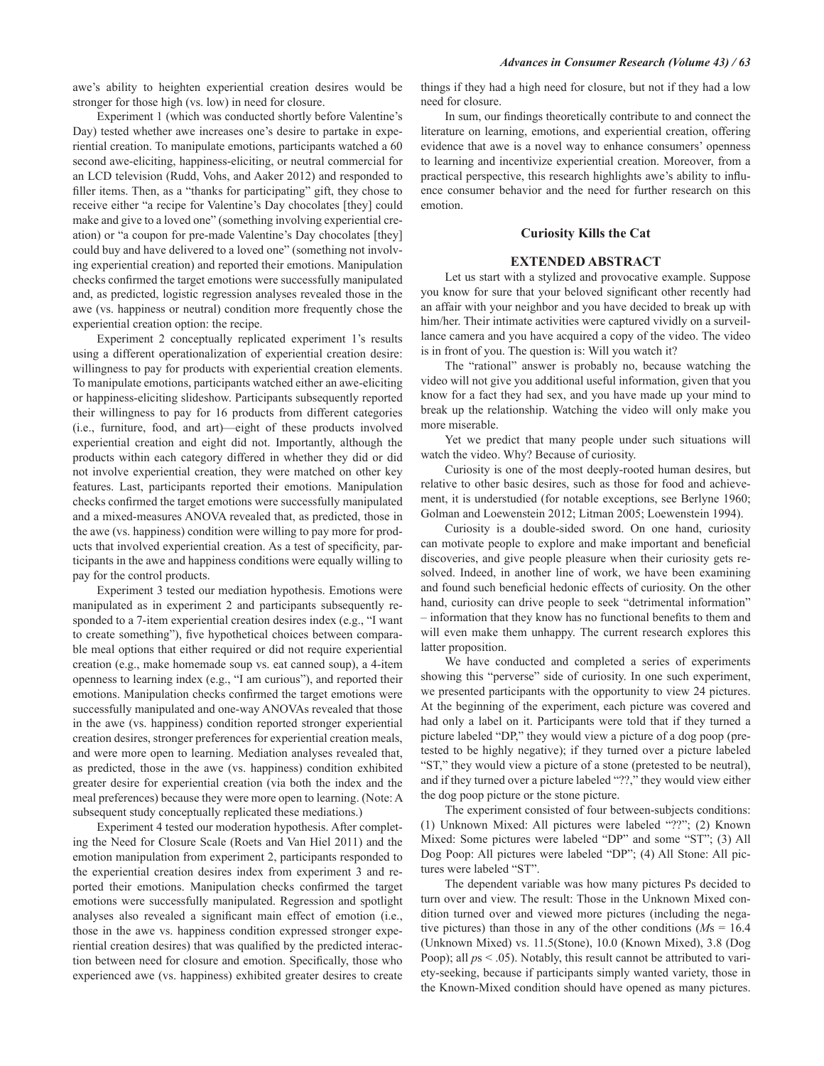awe's ability to heighten experiential creation desires would be stronger for those high (vs. low) in need for closure.

Experiment 1 (which was conducted shortly before Valentine's Day) tested whether awe increases one's desire to partake in experiential creation. To manipulate emotions, participants watched a 60 second awe-eliciting, happiness-eliciting, or neutral commercial for an LCD television (Rudd, Vohs, and Aaker 2012) and responded to filler items. Then, as a "thanks for participating" gift, they chose to receive either "a recipe for Valentine's Day chocolates [they] could make and give to a loved one" (something involving experiential creation) or "a coupon for pre-made Valentine's Day chocolates [they] could buy and have delivered to a loved one" (something not involving experiential creation) and reported their emotions. Manipulation checks confirmed the target emotions were successfully manipulated and, as predicted, logistic regression analyses revealed those in the awe (vs. happiness or neutral) condition more frequently chose the experiential creation option: the recipe.

Experiment 2 conceptually replicated experiment 1's results using a different operationalization of experiential creation desire: willingness to pay for products with experiential creation elements. To manipulate emotions, participants watched either an awe-eliciting or happiness-eliciting slideshow. Participants subsequently reported their willingness to pay for 16 products from different categories (i.e., furniture, food, and art)—eight of these products involved experiential creation and eight did not. Importantly, although the products within each category differed in whether they did or did not involve experiential creation, they were matched on other key features. Last, participants reported their emotions. Manipulation checks confirmed the target emotions were successfully manipulated and a mixed-measures ANOVA revealed that, as predicted, those in the awe (vs. happiness) condition were willing to pay more for products that involved experiential creation. As a test of specificity, participants in the awe and happiness conditions were equally willing to pay for the control products.

Experiment 3 tested our mediation hypothesis. Emotions were manipulated as in experiment 2 and participants subsequently responded to a 7-item experiential creation desires index (e.g., "I want to create something"), five hypothetical choices between comparable meal options that either required or did not require experiential creation (e.g., make homemade soup vs. eat canned soup), a 4-item openness to learning index (e.g., "I am curious"), and reported their emotions. Manipulation checks confirmed the target emotions were successfully manipulated and one-way ANOVAs revealed that those in the awe (vs. happiness) condition reported stronger experiential creation desires, stronger preferences for experiential creation meals, and were more open to learning. Mediation analyses revealed that, as predicted, those in the awe (vs. happiness) condition exhibited greater desire for experiential creation (via both the index and the meal preferences) because they were more open to learning. (Note: A subsequent study conceptually replicated these mediations.)

Experiment 4 tested our moderation hypothesis. After completing the Need for Closure Scale (Roets and Van Hiel 2011) and the emotion manipulation from experiment 2, participants responded to the experiential creation desires index from experiment 3 and reported their emotions. Manipulation checks confirmed the target emotions were successfully manipulated. Regression and spotlight analyses also revealed a significant main effect of emotion (i.e., those in the awe vs. happiness condition expressed stronger experiential creation desires) that was qualified by the predicted interaction between need for closure and emotion. Specifically, those who experienced awe (vs. happiness) exhibited greater desires to create things if they had a high need for closure, but not if they had a low need for closure.

In sum, our findings theoretically contribute to and connect the literature on learning, emotions, and experiential creation, offering evidence that awe is a novel way to enhance consumers' openness to learning and incentivize experiential creation. Moreover, from a practical perspective, this research highlights awe's ability to influence consumer behavior and the need for further research on this emotion.

## Curiosity Kills the Cat

### EXTENDED ABSTRACT

Let us start with a stylized and provocative example. Suppose you know for sure that your beloved significant other recently had an affair with your neighbor and you have decided to break up with him/her. Their intimate activities were captured vividly on a surveillance camera and you have acquired a copy of the video. The video is in front of you. The question is: Will you watch it?

The "rational" answer is probably no, because watching the video will not give you additional useful information, given that you know for a fact they had sex, and you have made up your mind to break up the relationship. Watching the video will only make you more miserable.

Yet we predict that many people under such situations will watch the video. Why? Because of curiosity.

Curiosity is one of the most deeply-rooted human desires, but relative to other basic desires, such as those for food and achievement, it is understudied (for notable exceptions, see Berlyne 1960; Golman and Loewenstein 2012; Litman 2005; Loewenstein 1994).

Curiosity is a double-sided sword. On one hand, curiosity can motivate people to explore and make important and beneficial discoveries, and give people pleasure when their curiosity gets resolved. Indeed, in another line of work, we have been examining and found such beneficial hedonic effects of curiosity. On the other hand, curiosity can drive people to seek "detrimental information" – information that they know has no functional benefits to them and will even make them unhappy. The current research explores this latter proposition.

We have conducted and completed a series of experiments showing this "perverse" side of curiosity. In one such experiment, we presented participants with the opportunity to view 24 pictures. At the beginning of the experiment, each picture was covered and had only a label on it. Participants were told that if they turned a picture labeled "DP," they would view a picture of a dog poop (pretested to be highly negative); if they turned over a picture labeled "ST," they would view a picture of a stone (pretested to be neutral), and if they turned over a picture labeled "??," they would view either the dog poop picture or the stone picture.

The experiment consisted of four between-subjects conditions: (1) Unknown Mixed: All pictures were labeled "??"; (2) Known Mixed: Some pictures were labeled "DP" and some "ST"; (3) All Dog Poop: All pictures were labeled "DP"; (4) All Stone: All pictures were labeled "ST".

The dependent variable was how many pictures Ps decided to turn over and view. The result: Those in the Unknown Mixed condition turned over and viewed more pictures (including the negative pictures) than those in any of the other conditions ($M$s = 16.4 (Unknown Mixed) vs. 11.5(Stone), 10.0 (Known Mixed), 3.8 (Dog Poop); all $p$s < .05). Notably, this result cannot be attributed to variety-seeking, because if participants simply wanted variety, those in the Known-Mixed condition should have opened as many pictures.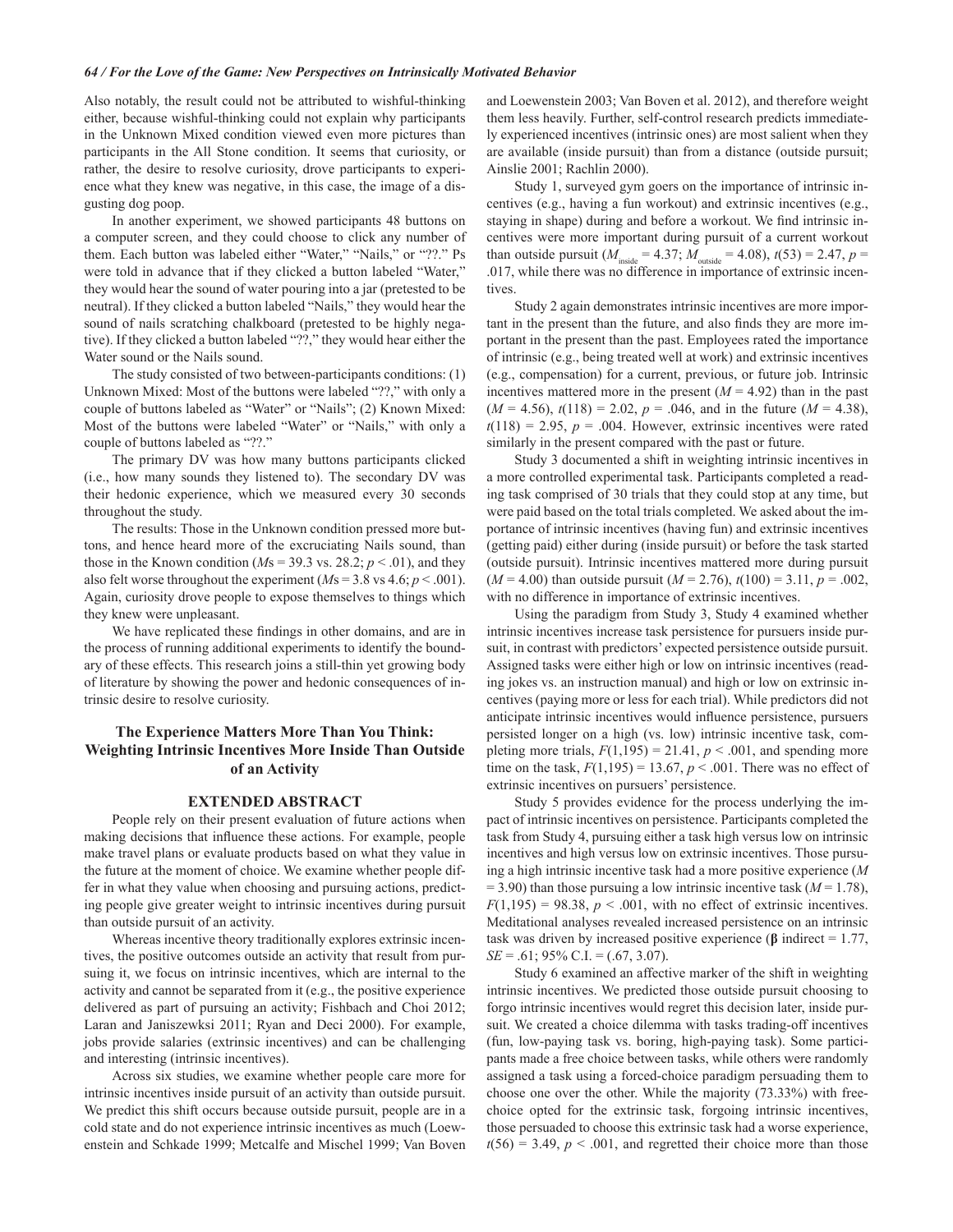Also notably, the result could not be attributed to wishful-thinking either, because wishful-thinking could not explain why participants in the Unknown Mixed condition viewed even more pictures than participants in the All Stone condition. It seems that curiosity, or rather, the desire to resolve curiosity, drove participants to experience what they knew was negative, in this case, the image of a disgusting dog poop.

In another experiment, we showed participants 48 buttons on a computer screen, and they could choose to click any number of them. Each button was labeled either "Water," "Nails," or "??." Ps were told in advance that if they clicked a button labeled "Water," they would hear the sound of water pouring into a jar (pretested to be neutral). If they clicked a button labeled "Nails," they would hear the sound of nails scratching chalkboard (pretested to be highly negative). If they clicked a button labeled "??," they would hear either the Water sound or the Nails sound.

The study consisted of two between-participants conditions: (1) Unknown Mixed: Most of the buttons were labeled "??," with only a couple of buttons labeled as "Water" or "Nails"; (2) Known Mixed: Most of the buttons were labeled "Water" or "Nails," with only a couple of buttons labeled as "??."

The primary DV was how many buttons participants clicked (i.e., how many sounds they listened to). The secondary DV was their hedonic experience, which we measured every 30 seconds throughout the study.

The results: Those in the Unknown condition pressed more buttons, and hence heard more of the excruciating Nails sound, than those in the Known condition (*M*s = 39.3 vs. 28.2; $p < .01$), and they also felt worse throughout the experiment (*M*s = 3.8 vs 4.6; $p < .001$). Again, curiosity drove people to expose themselves to things which they knew were unpleasant.

We have replicated these findings in other domains, and are in the process of running additional experiments to identify the boundary of these effects. This research joins a still-thin yet growing body of literature by showing the power and hedonic consequences of intrinsic desire to resolve curiosity.

## The Experience Matters More Than You Think: Weighting Intrinsic Incentives More Inside Than Outside of an Activity

### EXTENDED ABSTRACT

People rely on their present evaluation of future actions when making decisions that influence these actions. For example, people make travel plans or evaluate products based on what they value in the future at the moment of choice. We examine whether people differ in what they value when choosing and pursuing actions, predicting people give greater weight to intrinsic incentives during pursuit than outside pursuit of an activity.

Whereas incentive theory traditionally explores extrinsic incentives, the positive outcomes outside an activity that result from pursuing it, we focus on intrinsic incentives, which are internal to the activity and cannot be separated from it (e.g., the positive experience delivered as part of pursuing an activity; Fishbach and Choi 2012; Laran and Janiszewksi 2011; Ryan and Deci 2000). For example, jobs provide salaries (extrinsic incentives) and can be challenging and interesting (intrinsic incentives).

Across six studies, we examine whether people care more for intrinsic incentives inside pursuit of an activity than outside pursuit. We predict this shift occurs because outside pursuit, people are in a cold state and do not experience intrinsic incentives as much (Loewenstein and Schkade 1999; Metcalfe and Mischel 1999; Van Boven and Loewenstein 2003; Van Boven et al. 2012), and therefore weight them less heavily. Further, self-control research predicts immediately experienced incentives (intrinsic ones) are most salient when they are available (inside pursuit) than from a distance (outside pursuit; Ainslie 2001; Rachlin 2000).

Study 1, surveyed gym goers on the importance of intrinsic incentives (e.g., having a fun workout) and extrinsic incentives (e.g., staying in shape) during and before a workout. We find intrinsic incentives were more important during pursuit of a current workout than outside pursuit ($M_{inside} = 4.37$; $M_{outside} = 4.08$), $t(53) = 2.47$, $p = .017$, while there was no difference in importance of extrinsic incentives.

Study 2 again demonstrates intrinsic incentives are more important in the present than the future, and also finds they are more important in the present than the past. Employees rated the importance of intrinsic (e.g., being treated well at work) and extrinsic incentives (e.g., compensation) for a current, previous, or future job. Intrinsic incentives mattered more in the present ($M = 4.92$) than in the past ($M = 4.56$), $t(118) = 2.02$, $p = .046$, and in the future ($M = 4.38$), $t(118) = 2.95$, $p = .004$. However, extrinsic incentives were rated similarly in the present compared with the past or future.

Study 3 documented a shift in weighting intrinsic incentives in a more controlled experimental task. Participants completed a reading task comprised of 30 trials that they could stop at any time, but were paid based on the total trials completed. We asked about the importance of intrinsic incentives (having fun) and extrinsic incentives (getting paid) either during (inside pursuit) or before the task started (outside pursuit). Intrinsic incentives mattered more during pursuit ($M = 4.00$) than outside pursuit ($M = 2.76$), $t(100) = 3.11$, $p = .002$, with no difference in importance of extrinsic incentives.

Using the paradigm from Study 3, Study 4 examined whether intrinsic incentives increase task persistence for pursuers inside pursuit, in contrast with predictors' expected persistence outside pursuit. Assigned tasks were either high or low on intrinsic incentives (reading jokes vs. an instruction manual) and high or low on extrinsic incentives (paying more or less for each trial). While predictors did not anticipate intrinsic incentives would influence persistence, pursuers persisted longer on a high (vs. low) intrinsic incentive task, completing more trials, $F(1,195) = 21.41$, $p < .001$, and spending more time on the task, $F(1,195) = 13.67$, $p < .001$. There was no effect of extrinsic incentives on pursuers' persistence.

Study 5 provides evidence for the process underlying the impact of intrinsic incentives on persistence. Participants completed the task from Study 4, pursuing either a task high versus low on intrinsic incentives and high versus low on extrinsic incentives. Those pursuing a high intrinsic incentive task had a more positive experience ($M = 3.90$) than those pursuing a low intrinsic incentive task ($M = 1.78$), $F(1,195) = 98.38$, $p < .001$, with no effect of extrinsic incentives. Meditational analyses revealed increased persistence on an intrinsic task was driven by increased positive experience ($\boldsymbol{\beta}$ indirect = 1.77, $SE = .61$; 95% C.I. = (.67, 3.07).

Study 6 examined an affective marker of the shift in weighting intrinsic incentives. We predicted those outside pursuit choosing to forgo intrinsic incentives would regret this decision later, inside pursuit. We created a choice dilemma with tasks trading-off incentives (fun, low-paying task vs. boring, high-paying task). Some participants made a free choice between tasks, while others were randomly assigned a task using a forced-choice paradigm persuading them to choose one over the other. While the majority (73.33%) with free-choice opted for the extrinsic task, forgoing intrinsic incentives, those persuaded to choose this extrinsic task had a worse experience, $t(56) = 3.49$, $p < .001$, and regretted their choice more than those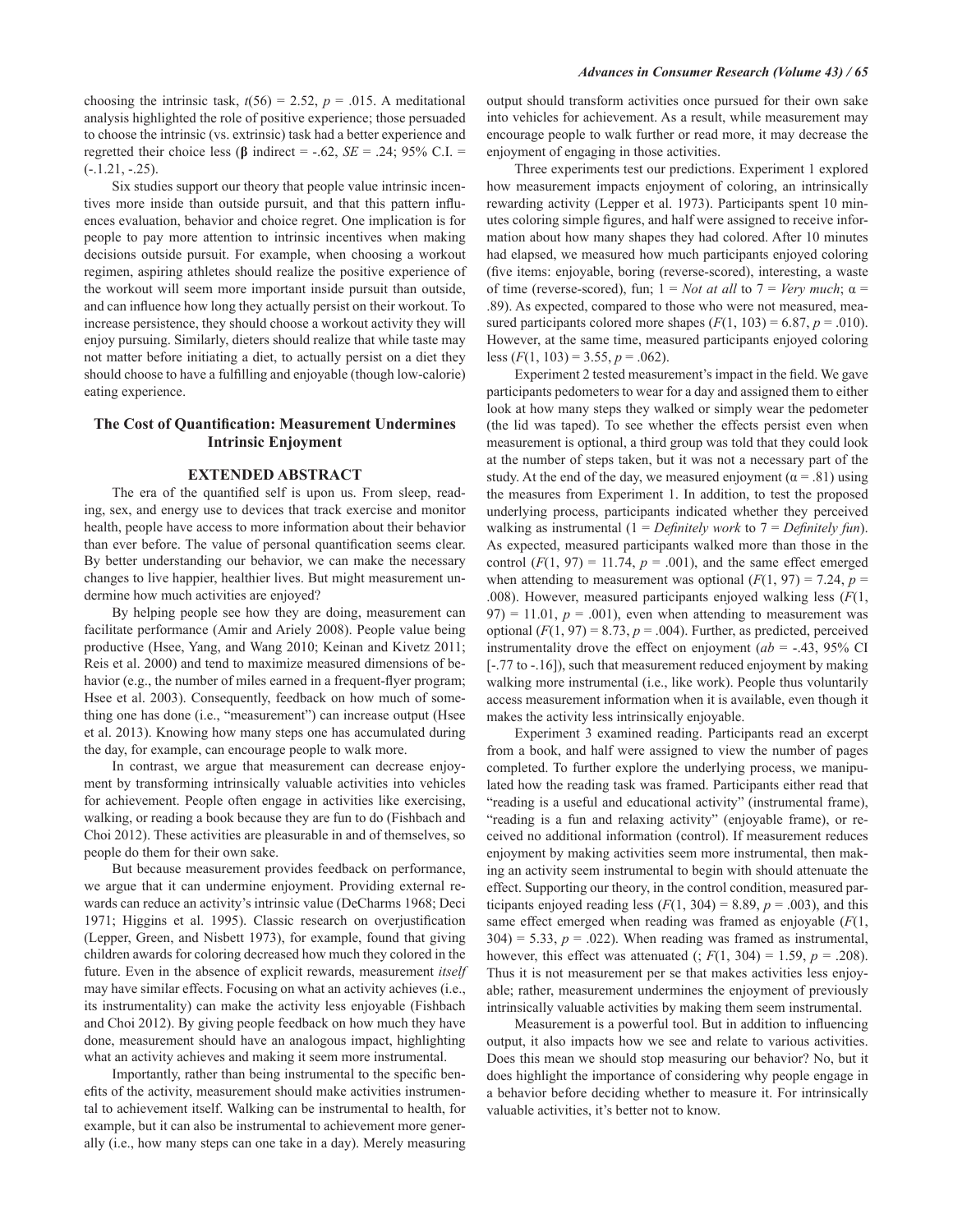choosing the intrinsic task, $t(56) = 2.52$, $p = .015$. A meditational analysis highlighted the role of positive experience; those persuaded to choose the intrinsic (vs. extrinsic) task had a better experience and regretted their choice less (**β** indirect = -.62, $SE = .24$; 95% C.I. = (-.1.21, -.25).

Six studies support our theory that people value intrinsic incentives more inside than outside pursuit, and that this pattern influences evaluation, behavior and choice regret. One implication is for people to pay more attention to intrinsic incentives when making decisions outside pursuit. For example, when choosing a workout regimen, aspiring athletes should realize the positive experience of the workout will seem more important inside pursuit than outside, and can influence how long they actually persist on their workout. To increase persistence, they should choose a workout activity they will enjoy pursuing. Similarly, dieters should realize that while taste may not matter before initiating a diet, to actually persist on a diet they should choose to have a fulfilling and enjoyable (though low-calorie) eating experience.

## The Cost of Quantification: Measurement Undermines Intrinsic Enjoyment

### EXTENDED ABSTRACT

The era of the quantified self is upon us. From sleep, reading, sex, and energy use to devices that track exercise and monitor health, people have access to more information about their behavior than ever before. The value of personal quantification seems clear. By better understanding our behavior, we can make the necessary changes to live happier, healthier lives. But might measurement undermine how much activities are enjoyed?

By helping people see how they are doing, measurement can facilitate performance (Amir and Ariely 2008). People value being productive (Hsee, Yang, and Wang 2010; Keinan and Kivetz 2011; Reis et al. 2000) and tend to maximize measured dimensions of behavior (e.g., the number of miles earned in a frequent-flyer program; Hsee et al. 2003). Consequently, feedback on how much of something one has done (i.e., "measurement") can increase output (Hsee et al. 2013). Knowing how many steps one has accumulated during the day, for example, can encourage people to walk more.

In contrast, we argue that measurement can decrease enjoyment by transforming intrinsically valuable activities into vehicles for achievement. People often engage in activities like exercising, walking, or reading a book because they are fun to do (Fishbach and Choi 2012). These activities are pleasurable in and of themselves, so people do them for their own sake.

But because measurement provides feedback on performance, we argue that it can undermine enjoyment. Providing external rewards can reduce an activity's intrinsic value (DeCharms 1968; Deci 1971; Higgins et al. 1995). Classic research on overjustification (Lepper, Green, and Nisbett 1973), for example, found that giving children awards for coloring decreased how much they colored in the future. Even in the absence of explicit rewards, measurement *itself* may have similar effects. Focusing on what an activity achieves (i.e., its instrumentality) can make the activity less enjoyable (Fishbach and Choi 2012). By giving people feedback on how much they have done, measurement should have an analogous impact, highlighting what an activity achieves and making it seem more instrumental.

Importantly, rather than being instrumental to the specific benefits of the activity, measurement should make activities instrumental to achievement itself. Walking can be instrumental to health, for example, but it can also be instrumental to achievement more generally (i.e., how many steps can one take in a day). Merely measuring output should transform activities once pursued for their own sake into vehicles for achievement. As a result, while measurement may encourage people to walk further or read more, it may decrease the enjoyment of engaging in those activities.

Three experiments test our predictions. Experiment 1 explored how measurement impacts enjoyment of coloring, an intrinsically rewarding activity (Lepper et al. 1973). Participants spent 10 minutes coloring simple figures, and half were assigned to receive information about how many shapes they had colored. After 10 minutes had elapsed, we measured how much participants enjoyed coloring (five items: enjoyable, boring (reverse-scored), interesting, a waste of time (reverse-scored), fun; 1 = *Not at all* to 7 = *Very much*; $\alpha = .89$). As expected, compared to those who were not measured, measured participants colored more shapes ($F(1, 103) = 6.87$, $p = .010$). However, at the same time, measured participants enjoyed coloring less ($F(1, 103) = 3.55$, $p = .062$).

Experiment 2 tested measurement's impact in the field. We gave participants pedometers to wear for a day and assigned them to either look at how many steps they walked or simply wear the pedometer (the lid was taped). To see whether the effects persist even when measurement is optional, a third group was told that they could look at the number of steps taken, but it was not a necessary part of the study. At the end of the day, we measured enjoyment ($\alpha = .81$) using the measures from Experiment 1. In addition, to test the proposed underlying process, participants indicated whether they perceived walking as instrumental (1 = *Definitely work* to 7 = *Definitely fun*). As expected, measured participants walked more than those in the control ($F(1, 97) = 11.74$, $p = .001$), and the same effect emerged when attending to measurement was optional ($F(1, 97) = 7.24$, $p = .008$). However, measured participants enjoyed walking less ($F(1, 97) = 11.01$, $p = .001$), even when attending to measurement was optional ($F(1, 97) = 8.73$, $p = .004$). Further, as predicted, perceived instrumentality drove the effect on enjoyment ($ab = -.43$, 95% CI [-.77 to -.16]), such that measurement reduced enjoyment by making walking more instrumental (i.e., like work). People thus voluntarily access measurement information when it is available, even though it makes the activity less intrinsically enjoyable.

Experiment 3 examined reading. Participants read an excerpt from a book, and half were assigned to view the number of pages completed. To further explore the underlying process, we manipulated how the reading task was framed. Participants either read that "reading is a useful and educational activity" (instrumental frame), "reading is a fun and relaxing activity" (enjoyable frame), or received no additional information (control). If measurement reduces enjoyment by making activities seem more instrumental, then making an activity seem instrumental to begin with should attenuate the effect. Supporting our theory, in the control condition, measured participants enjoyed reading less ($F(1, 304) = 8.89$, $p = .003$), and this same effect emerged when reading was framed as enjoyable ($F(1, 304) = 5.33$, $p = .022$). When reading was framed as instrumental, however, this effect was attenuated (; $F(1, 304) = 1.59$, $p = .208$). Thus it is not measurement per se that makes activities less enjoyable; rather, measurement undermines the enjoyment of previously intrinsically valuable activities by making them seem instrumental.

Measurement is a powerful tool. But in addition to influencing output, it also impacts how we see and relate to various activities. Does this mean we should stop measuring our behavior? No, but it does highlight the importance of considering why people engage in a behavior before deciding whether to measure it. For intrinsically valuable activities, it's better not to know.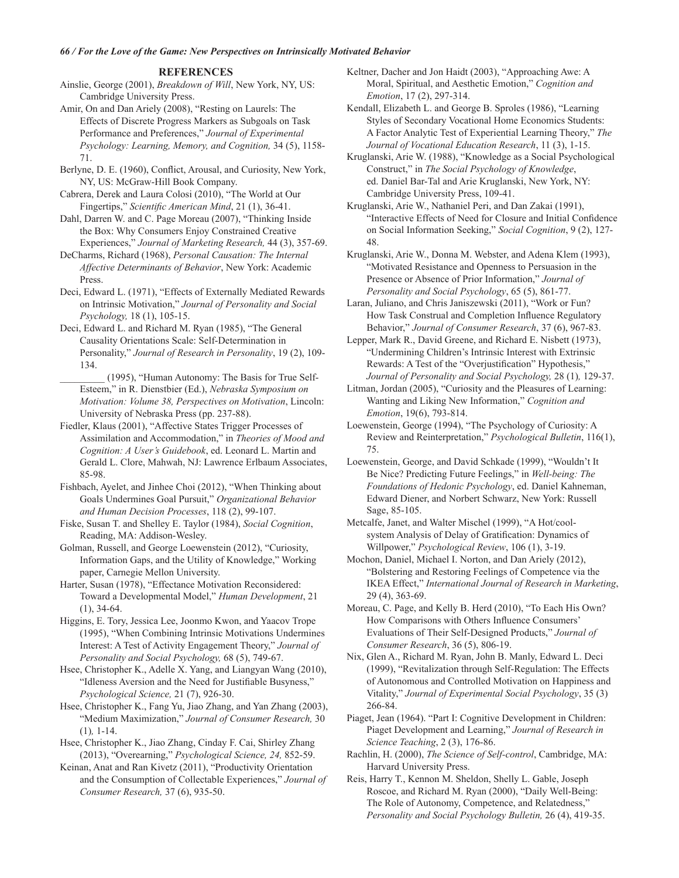## REFERENCES

Ainslie, George (2001), *Breakdown of Will*, New York, NY, US: Cambridge University Press.

Amir, On and Dan Ariely (2008), "Resting on Laurels: The Effects of Discrete Progress Markers as Subgoals on Task Performance and Preferences," *Journal of Experimental Psychology: Learning, Memory, and Cognition,* 34 (5), 1158-71.

Berlyne, D. E. (1960), Conflict, Arousal, and Curiosity, New York, NY, US: McGraw-Hill Book Company.

Cabrera, Derek and Laura Colosi (2010), "The World at Our Fingertips," *Scientific American Mind*, 21 (1), 36-41.

Dahl, Darren W. and C. Page Moreau (2007), "Thinking Inside the Box: Why Consumers Enjoy Constrained Creative Experiences," *Journal of Marketing Research,* 44 (3), 357-69.

DeCharms, Richard (1968), *Personal Causation: The Internal Affective Determinants of Behavior*, New York: Academic Press.

Deci, Edward L. (1971), "Effects of Externally Mediated Rewards on Intrinsic Motivation," *Journal of Personality and Social Psychology,* 18 (1), 105-15.

Deci, Edward L. and Richard M. Ryan (1985), "The General Causality Orientations Scale: Self-Determination in Personality," *Journal of Research in Personality*, 19 (2), 109-134.

_________ (1995), "Human Autonomy: The Basis for True Self-Esteem," in R. Dienstbier (Ed.), *Nebraska Symposium on Motivation: Volume 38, Perspectives on Motivation*, Lincoln: University of Nebraska Press (pp. 237-88).

Fiedler, Klaus (2001), "Affective States Trigger Processes of Assimilation and Accommodation," in *Theories of Mood and Cognition: A User's Guidebook*, ed. Leonard L. Martin and Gerald L. Clore, Mahwah, NJ: Lawrence Erlbaum Associates, 85-98.

Fishbach, Ayelet, and Jinhee Choi (2012), "When Thinking about Goals Undermines Goal Pursuit," *Organizational Behavior and Human Decision Processes*, 118 (2), 99-107.

Fiske, Susan T. and Shelley E. Taylor (1984), *Social Cognition*, Reading, MA: Addison-Wesley.

Golman, Russell, and George Loewenstein (2012), "Curiosity, Information Gaps, and the Utility of Knowledge," Working paper, Carnegie Mellon University.

Harter, Susan (1978), "Effectance Motivation Reconsidered: Toward a Developmental Model," *Human Development*, 21 (1), 34-64.

Higgins, E. Tory, Jessica Lee, Joonmo Kwon, and Yaacov Trope (1995), "When Combining Intrinsic Motivations Undermines Interest: A Test of Activity Engagement Theory," *Journal of Personality and Social Psychology,* 68 (5), 749-67.

Hsee, Christopher K., Adelle X. Yang, and Liangyan Wang (2010), "Idleness Aversion and the Need for Justifiable Busyness," *Psychological Science,* 21 (7), 926-30.

Hsee, Christopher K., Fang Yu, Jiao Zhang, and Yan Zhang (2003), "Medium Maximization," *Journal of Consumer Research,* 30 (1)*,* 1-14.

Hsee, Christopher K., Jiao Zhang, Cinday F. Cai, Shirley Zhang (2013), "Overearning," *Psychological Science, 24,* 852-59.

Keinan, Anat and Ran Kivetz (2011), "Productivity Orientation and the Consumption of Collectable Experiences," *Journal of Consumer Research,* 37 (6), 935-50.

Keltner, Dacher and Jon Haidt (2003), "Approaching Awe: A Moral, Spiritual, and Aesthetic Emotion," *Cognition and Emotion*, 17 (2), 297-314.

Kendall, Elizabeth L. and George B. Sproles (1986), "Learning Styles of Secondary Vocational Home Economics Students: A Factor Analytic Test of Experiential Learning Theory," *The Journal of Vocational Education Research*, 11 (3), 1-15.

Kruglanski, Arie W. (1988), "Knowledge as a Social Psychological Construct," in *The Social Psychology of Knowledge*, ed. Daniel Bar-Tal and Arie Kruglanski, New York, NY: Cambridge University Press, 109-41.

Kruglanski, Arie W., Nathaniel Peri, and Dan Zakai (1991), "Interactive Effects of Need for Closure and Initial Confidence on Social Information Seeking," *Social Cognition*, 9 (2), 127-48.

Kruglanski, Arie W., Donna M. Webster, and Adena Klem (1993), "Motivated Resistance and Openness to Persuasion in the Presence or Absence of Prior Information," *Journal of Personality and Social Psychology*, 65 (5), 861-77.

Laran, Juliano, and Chris Janiszewski (2011), "Work or Fun? How Task Construal and Completion Influence Regulatory Behavior," *Journal of Consumer Research*, 37 (6), 967-83.

Lepper, Mark R., David Greene, and Richard E. Nisbett (1973), "Undermining Children's Intrinsic Interest with Extrinsic Rewards: A Test of the "Overjustification" Hypothesis," *Journal of Personality and Social Psychology,* 28 (1)*,* 129-37.

Litman, Jordan (2005), "Curiosity and the Pleasures of Learning: Wanting and Liking New Information," *Cognition and Emotion*, 19(6), 793-814.

Loewenstein, George (1994), "The Psychology of Curiosity: A Review and Reinterpretation," *Psychological Bulletin*, 116(1), 75.

Loewenstein, George, and David Schkade (1999), "Wouldn't It Be Nice? Predicting Future Feelings," in *Well-being: The Foundations of Hedonic Psychology*, ed. Daniel Kahneman, Edward Diener, and Norbert Schwarz, New York: Russell Sage, 85-105.

Metcalfe, Janet, and Walter Mischel (1999), "A Hot/cool-system Analysis of Delay of Gratification: Dynamics of Willpower," *Psychological Review*, 106 (1), 3-19.

Mochon, Daniel, Michael I. Norton, and Dan Ariely (2012), "Bolstering and Restoring Feelings of Competence via the IKEA Effect," *International Journal of Research in Marketing*, 29 (4), 363-69.

Moreau, C. Page, and Kelly B. Herd (2010), "To Each His Own? How Comparisons with Others Influence Consumers' Evaluations of Their Self-Designed Products," *Journal of Consumer Research*, 36 (5), 806-19.

Nix, Glen A., Richard M. Ryan, John B. Manly, Edward L. Deci (1999), "Revitalization through Self-Regulation: The Effects of Autonomous and Controlled Motivation on Happiness and Vitality," *Journal of Experimental Social Psychology*, 35 (3) 266-84.

Piaget, Jean (1964). "Part I: Cognitive Development in Children: Piaget Development and Learning," *Journal of Research in Science Teaching*, 2 (3), 176-86.

Rachlin, H. (2000), *The Science of Self-control*, Cambridge, MA: Harvard University Press.

Reis, Harry T., Kennon M. Sheldon, Shelly L. Gable, Joseph Roscoe, and Richard M. Ryan (2000), "Daily Well-Being: The Role of Autonomy, Competence, and Relatedness," *Personality and Social Psychology Bulletin,* 26 (4), 419-35.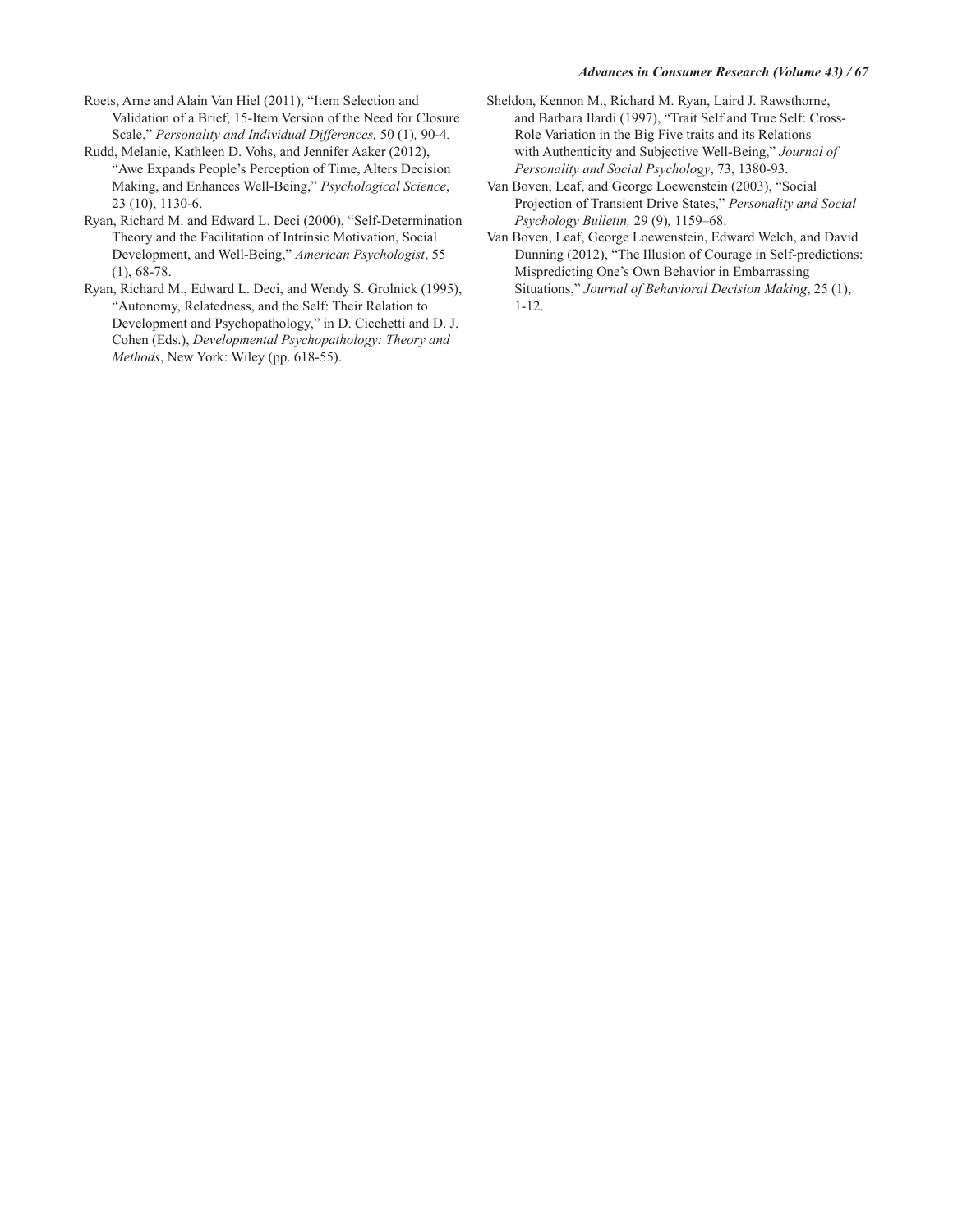Roets, Arne and Alain Van Hiel (2011), "Item Selection and Validation of a Brief, 15-Item Version of the Need for Closure Scale," *Personality and Individual Differences,* 50 (1)*,* 90-4*.*

Rudd, Melanie, Kathleen D. Vohs, and Jennifer Aaker (2012), "Awe Expands People's Perception of Time, Alters Decision Making, and Enhances Well-Being," *Psychological Science*, 23 (10), 1130-6.

Ryan, Richard M. and Edward L. Deci (2000), "Self-Determination Theory and the Facilitation of Intrinsic Motivation, Social Development, and Well-Being," *American Psychologist*, 55 (1), 68-78.

Ryan, Richard M., Edward L. Deci, and Wendy S. Grolnick (1995), "Autonomy, Relatedness, and the Self: Their Relation to Development and Psychopathology," in D. Cicchetti and D. J. Cohen (Eds.), *Developmental Psychopathology: Theory and Methods*, New York: Wiley (pp. 618-55).

Sheldon, Kennon M., Richard M. Ryan, Laird J. Rawsthorne, and Barbara Ilardi (1997), "Trait Self and True Self: Cross-Role Variation in the Big Five traits and its Relations with Authenticity and Subjective Well-Being," *Journal of Personality and Social Psychology*, 73, 1380-93.

Van Boven, Leaf, and George Loewenstein (2003), "Social Projection of Transient Drive States," *Personality and Social Psychology Bulletin,* 29 (9)*,* 1159–68.

Van Boven, Leaf, George Loewenstein, Edward Welch, and David Dunning (2012), "The Illusion of Courage in Self-predictions: Mispredicting One's Own Behavior in Embarrassing Situations," *Journal of Behavioral Decision Making*, 25 (1), 1-12.